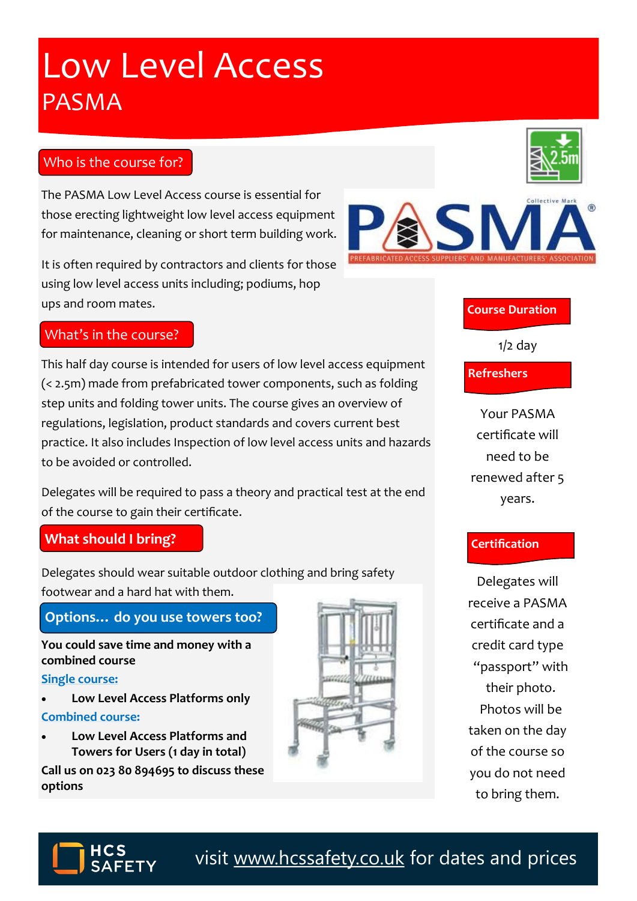# Low Level Access

## PASMA

### Who is the course for?

The PASMA Low Level Access course is essential for those erecting lightweight low level access equipment for maintenance, cleaning or short term building work.

It is often required by contractors and clients for those using low level access units including; podiums, hop ups and room mates.

### What's in the course?

This half day course is intended for users of low level access equipment (< 2.5m) made from prefabricated tower components, such as folding step units and folding tower units. The course gives an overview of regulations, legislation, product standards and covers current best practice. It also includes Inspection of low level access units and hazards to be avoided or controlled.

Delegates will be required to pass a theory and practical test at the end of the course to gain their certificate.

### What should I bring?

Delegates should wear suitable outdoor clothing and bring safety footwear and a hard hat with them.

### Options... do you use towers too?

**You could save time and money with a combined course**

Single course:

- **Low Level Access Platforms only**

Combined course:

- **Low Level Access Platforms and Towers for Users (1 day in total)**

**Call us on 023 80 894695 to discuss these options**

### Course Duration

1/2 day

### Refreshers

Your PASMA certificate will need to be renewed after 5 years.

### Certification

Delegates will receive a PASMA certificate and a credit card type "passport" with their photo. Photos will be taken on the day of the course so you do not need to bring them.

HCS SAFETY

visit www.hcssafety.co.uk for dates and prices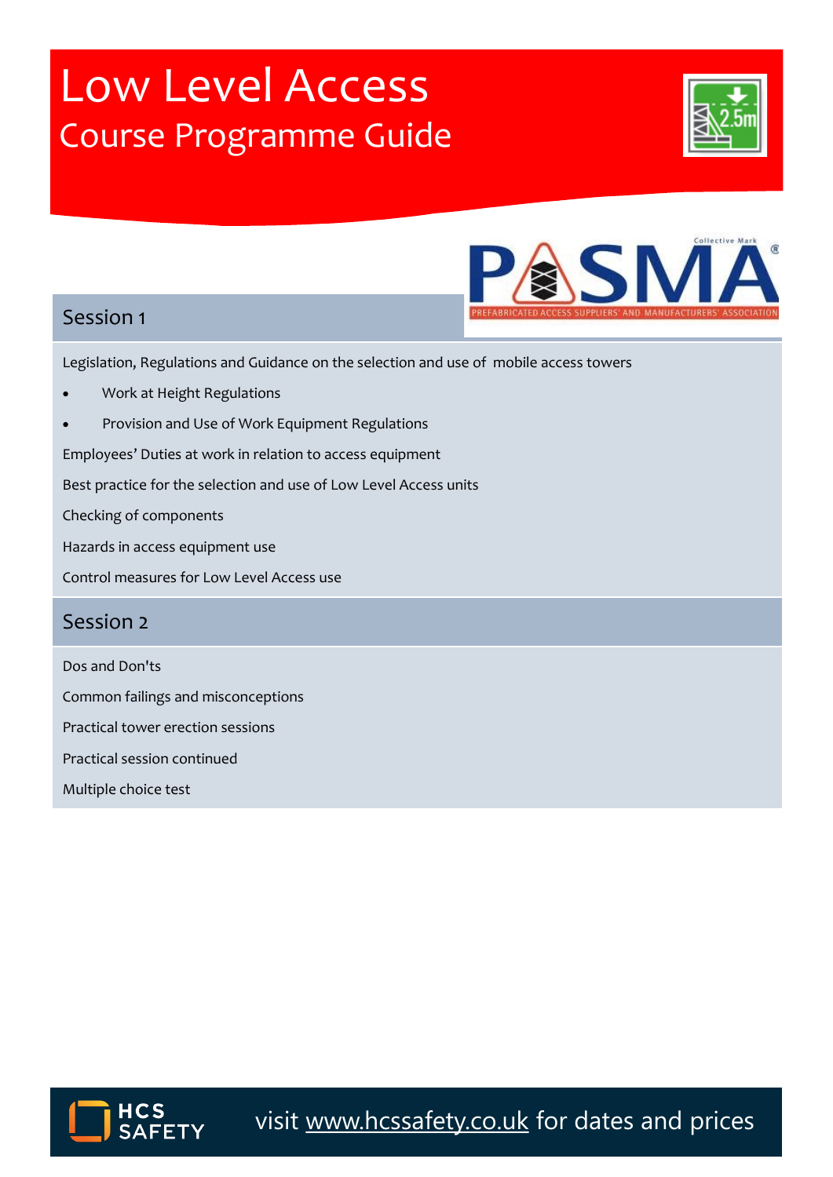# Low Level Access
## Course Programme Guide

### Session 1

Legislation, Regulations and Guidance on the selection and use of mobile access towers

- Work at Height Regulations
- Provision and Use of Work Equipment Regulations

Employees' Duties at work in relation to access equipment

Best practice for the selection and use of Low Level Access units

Checking of components

Hazards in access equipment use

Control measures for Low Level Access use

### Session 2

Dos and Don'ts

Common failings and misconceptions

Practical tower erection sessions

Practical session continued

Multiple choice test

HCS SAFETY

visit www.hcssafety.co.uk for dates and prices